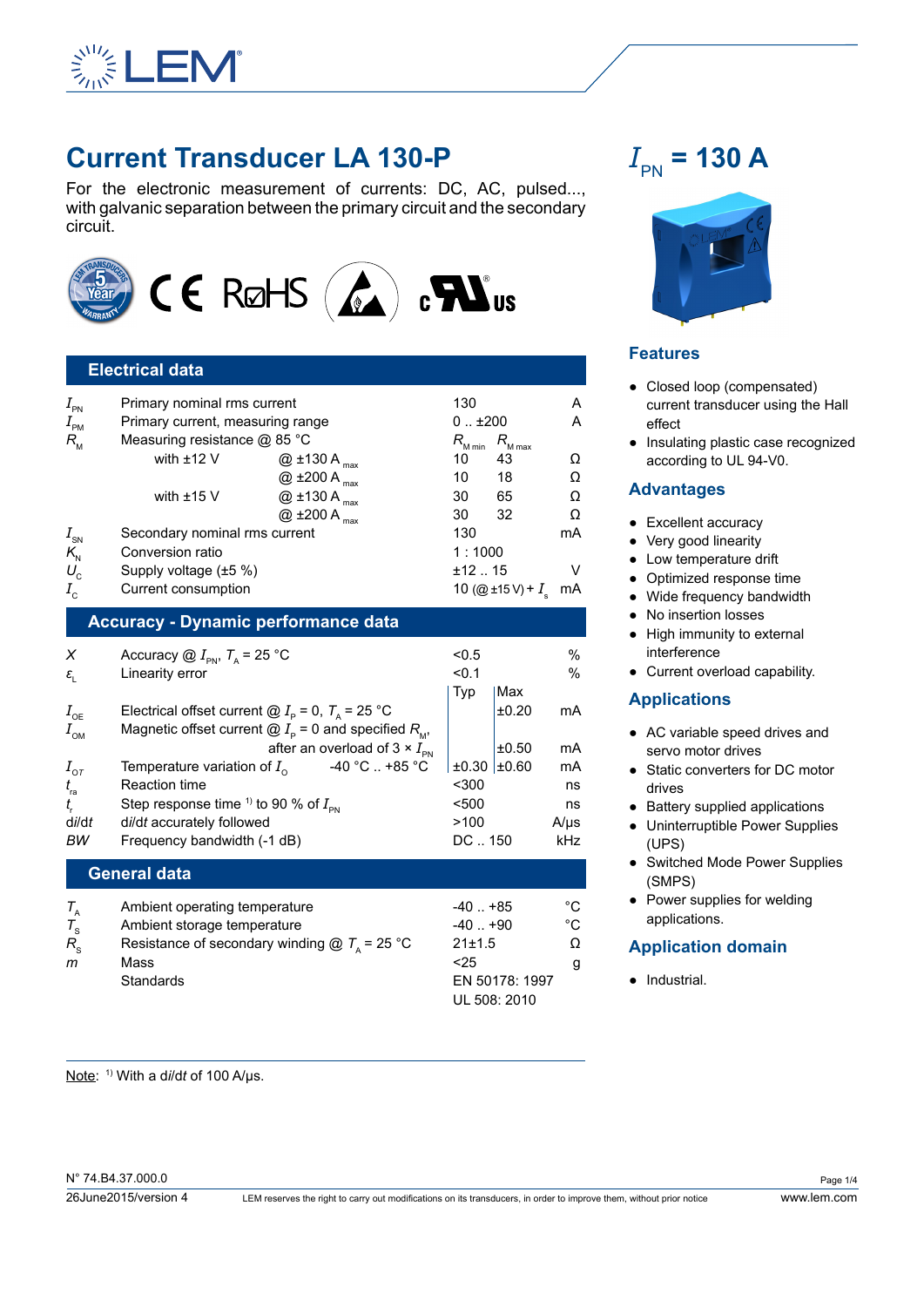# Current Transducer LA 130-P

For the electronic measurement of currents: DC, AC, pulsed..., with galvanic separation between the primary circuit and the secondary circuit.

## $I_{PN}$ = 130 A

## Electrical data

| Symbol | Parameter | | Value | | Unit |
|---|---|---|---|---|---|
| $I_{PN}$ | Primary nominal rms current | | 130 | | A |
| $I_{PM}$ | Primary current, measuring range | | 0 .. ±200 | | A |
| $R_M$ | Measuring resistance @ 85 °C | | $R_{M\,min}$ | $R_{M\,max}$ | |
| | with ±12 V | @ ±130 A $_{max}$ | 10 | 43 | Ω |
| | | @ ±200 A $_{max}$ | 10 | 18 | Ω |
| | with ±15 V | @ ±130 A $_{max}$ | 30 | 65 | Ω |
| | | @ ±200 A $_{max}$ | 30 | 32 | Ω |
| $I_{SN}$ | Secondary nominal rms current | | 130 | | mA |
| $K_N$ | Conversion ratio | | 1 : 1000 | | |
| $U_C$ | Supply voltage (±5 %) | | ±12 .. 15 | | V |
| $I_C$ | Current consumption | | 10 (@±15 V) + $I_s$ | | mA |

## Accuracy - Dynamic performance data

| Symbol | Parameter | | Typ | Max | Unit |
|---|---|---|---|---|---|
| $X$ | Accuracy @ $I_{PN}$, $T_A$ = 25 °C | | <0.5 | | % |
| $\varepsilon_L$ | Linearity error | | <0.1 | | % |
| $I_{OE}$ | Electrical offset current @ $I_P$ = 0, $T_A$ = 25 °C | | | ±0.20 | mA |
| $I_{OM}$ | Magnetic offset current @ $I_P$ = 0 and specified $R_M$, after an overload of 3 × $I_{PN}$ | | | ±0.50 | mA |
| $I_{OT}$ | Temperature variation of $I_O$ | -40 °C .. +85 °C | ±0.30 | ±0.60 | mA |
| $t_{ra}$ | Reaction time | | <300 | | ns |
| $t_r$ | Step response time [1] to 90 % of $I_{PN}$ | | <500 | | ns |
| d$i$/d$t$ | d$i$/d$t$ accurately followed | | >100 | | A/µs |
| $BW$ | Frequency bandwidth (-1 dB) | | DC .. 150 | | kHz |

## General data

| Symbol | Parameter | Value | Unit |
|---|---|---|---|
| $T_A$ | Ambient operating temperature | -40 .. +85 | °C |
| $T_S$ | Ambient storage temperature | -40 .. +90 | °C |
| $R_S$ | Resistance of secondary winding @ $T_A$ = 25 °C | 21±1.5 | Ω |
| $m$ | Mass | <25 | g |
| | Standards | EN 50178: 1997<br>UL 508: 2010 | |

Note: [1] With a d$i$/d$t$ of 100 A/µs.

## Features

- Closed loop (compensated) current transducer using the Hall effect
- Insulating plastic case recognized according to UL 94-V0.

## Advantages

- Excellent accuracy
- Very good linearity
- Low temperature drift
- Optimized response time
- Wide frequency bandwidth
- No insertion losses
- High immunity to external interference
- Current overload capability.

## Applications

- AC variable speed drives and servo motor drives
- Static converters for DC motor drives
- Battery supplied applications
- Uninterruptible Power Supplies (UPS)
- Switched Mode Power Supplies (SMPS)
- Power supplies for welding applications.

## Application domain

- Industrial.

N° 74.B4.37.000.0

26June2015/version 4

LEM reserves the right to carry out modifications on its transducers, in order to improve them, without prior notice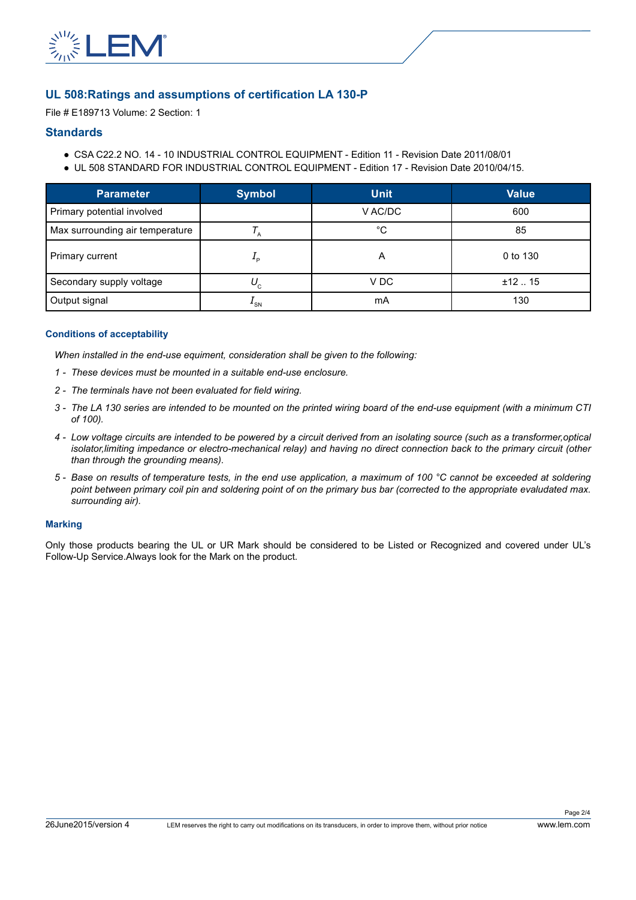## UL 508:Ratings and assumptions of certification LA 130-P

File # E189713 Volume: 2 Section: 1

## Standards

- CSA C22.2 NO. 14 - 10 INDUSTRIAL CONTROL EQUIPMENT - Edition 11 - Revision Date 2011/08/01
- UL 508 STANDARD FOR INDUSTRIAL CONTROL EQUIPMENT - Edition 17 - Revision Date 2010/04/15.

| Parameter | Symbol | Unit | Value |
|---|---|---|---|
| Primary potential involved | | V AC/DC | 600 |
| Max surrounding air temperature | $T_A$ | °C | 85 |
| Primary current | $I_P$ | A | 0 to 130 |
| Secondary supply voltage | $U_C$ | V DC | ±12 .. 15 |
| Output signal | $I_{SN}$ | mA | 130 |

### Conditions of acceptability

*When installed in the end-use equiment, consideration shall be given to the following:*

1 - *These devices must be mounted in a suitable end-use enclosure.*

2 - *The terminals have not been evaluated for field wiring.*

3 - *The LA 130 series are intended to be mounted on the printed wiring board of the end-use equipment (with a minimum CTI of 100).*

4 - *Low voltage circuits are intended to be powered by a circuit derived from an isolating source (such as a transformer,optical isolator,limiting impedance or electro-mechanical relay) and having no direct connection back to the primary circuit (other than through the grounding means).*

5 - *Base on results of temperature tests, in the end use application, a maximum of 100 °C cannot be exceeded at soldering point between primary coil pin and soldering point of on the primary bus bar (corrected to the appropriate evaludated max. surrounding air).*

### Marking

Only those products bearing the UL or UR Mark should be considered to be Listed or Recognized and covered under UL's Follow-Up Service.Always look for the Mark on the product.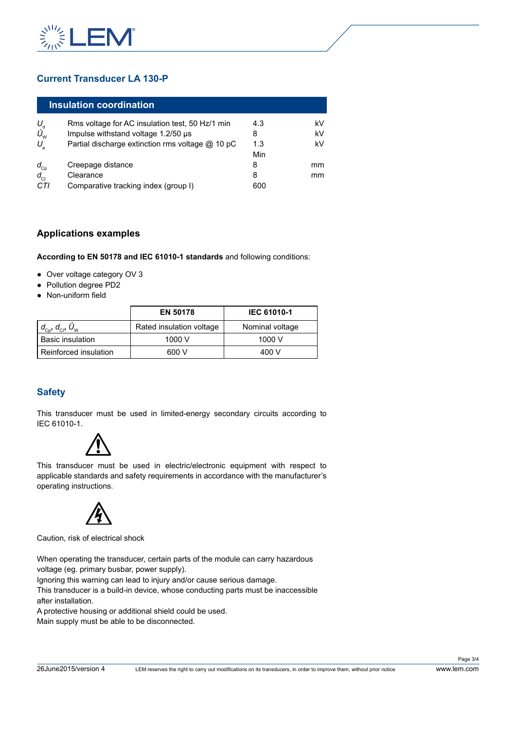## Current Transducer LA 130-P

### Insulation coordination

| | | | |
|---|---|---|---|
| $U_d$ | Rms voltage for AC insulation test, 50 Hz/1 min | 4.3 | kV |
| $\hat{U}_W$ | Impulse withstand voltage 1.2/50 µs | 8 | kV |
| $U_e$ | Partial discharge extinction rms voltage @ 10 pC | 1.3 | kV |
| | | Min | |
| $d_{Cp}$ | Creepage distance | 8 | mm |
| $d_{Cl}$ | Clearance | 8 | mm |
| *CTI* | Comparative tracking index (group I) | 600 | |

### Applications examples

**According to EN 50178 and IEC 61010-1 standards** and following conditions:

- Over voltage category OV 3
- Pollution degree PD2
- Non-uniform field

| | EN 50178 | IEC 61010-1 |
|---|---|---|
| $d_{Cp}$, $d_{Cl}$, $\hat{U}_W$ | Rated insulation voltage | Nominal voltage |
| Basic insulation | 1000 V | 1000 V |
| Reinforced insulation | 600 V | 400 V |

### Safety

This transducer must be used in limited-energy secondary circuits according to IEC 61010-1.

This transducer must be used in electric/electronic equipment with respect to applicable standards and safety requirements in accordance with the manufacturer's operating instructions.

Caution, risk of electrical shock

When operating the transducer, certain parts of the module can carry hazardous voltage (eg. primary busbar, power supply).
Ignoring this warning can lead to injury and/or cause serious damage.
This transducer is a build-in device, whose conducting parts must be inaccessible after installation.
A protective housing or additional shield could be used.
Main supply must be able to be disconnected.

26June2015/version 4 LEM reserves the right to carry out modifications on its transducers, in order to improve them, without prior notice www.lem.com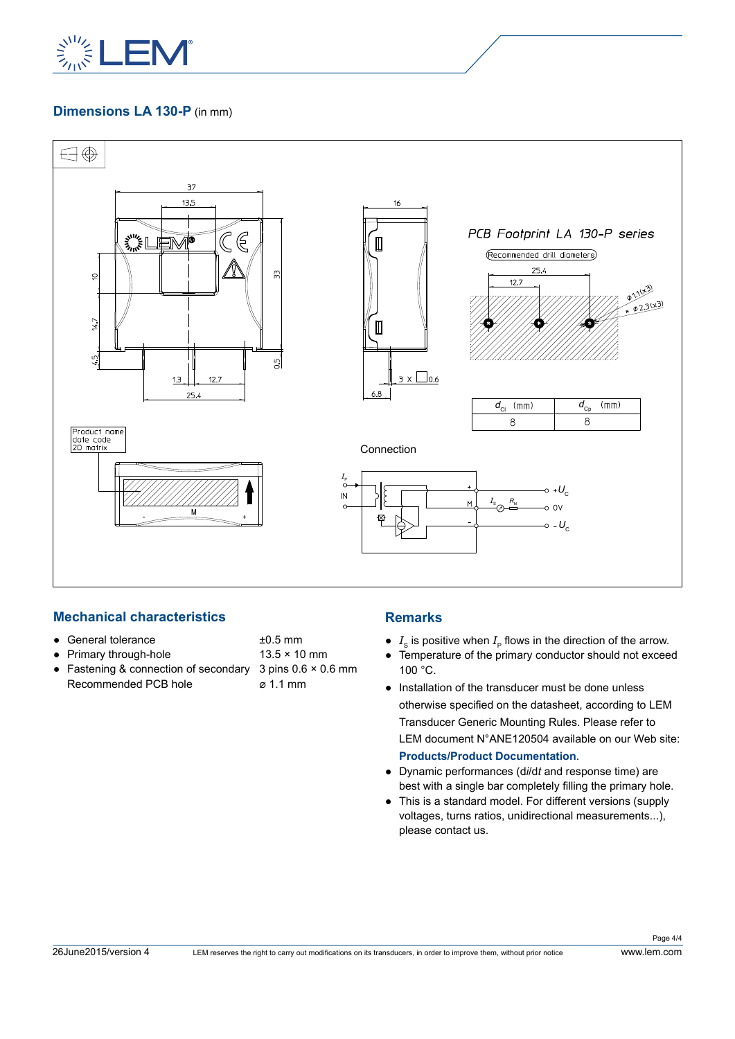## Dimensions LA 130-P (in mm)

37
13.5
10
14.7
4.5
33
0.5
1.3
12.7
25.4
16
3 x 0.6
6.8

PCB Footprint LA 130-P series

Recommended drill diameters

25.4
12.7
Ø 1.1 (x3)
Ø 2.3 (x3)

| $d_{Cl}$ (mm) | $d_{Cp}$ (mm) |
|---|---|
| 8 | 8 |

Product name
date code
2D matrix

M

Connection

$I_P$
IN
M
$I_S$
$R_M$
$+U_C$
0V
$-U_C$

## Mechanical characteristics

- General tolerance ±0.5 mm
- Primary through-hole 13.5 × 10 mm
- Fastening & connection of secondary 3 pins 0.6 × 0.6 mm
  Recommended PCB hole ⌀ 1.1 mm

## Remarks

- $I_S$ is positive when $I_P$ flows in the direction of the arrow.
- Temperature of the primary conductor should not exceed 100 °C.
- Installation of the transducer must be done unless otherwise specified on the datasheet, according to LEM Transducer Generic Mounting Rules. Please refer to LEM document N°ANE120504 available on our Web site: **Products/Product Documentation**.
- Dynamic performances (d*i*/d*t* and response time) are best with a single bar completely filling the primary hole.
- This is a standard model. For different versions (supply voltages, turns ratios, unidirectional measurements...), please contact us.

26June2015/version 4 LEM reserves the right to carry out modifications on its transducers, in order to improve them, without prior notice www.lem.com